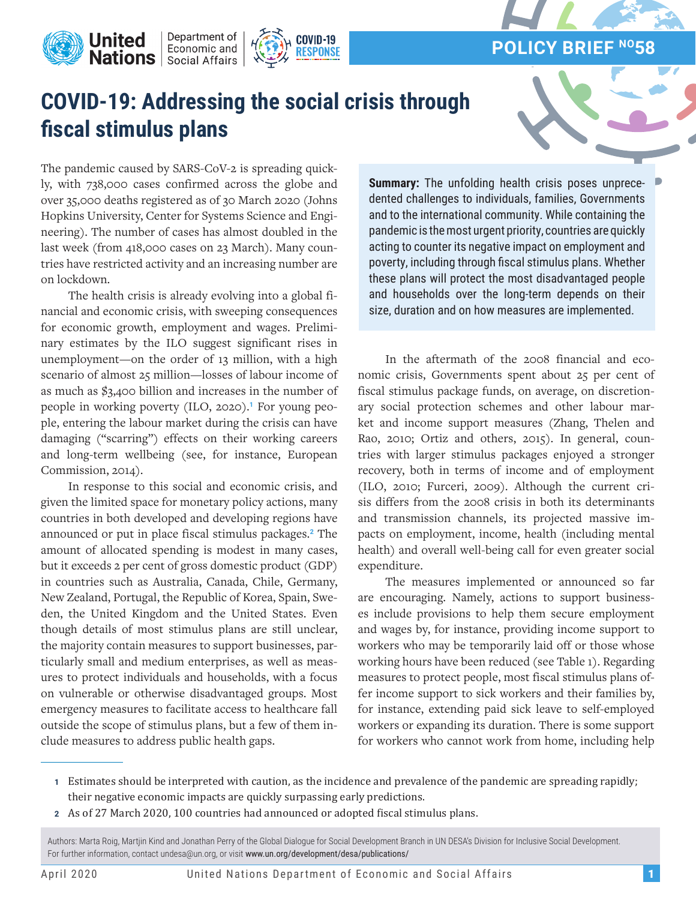POLICY BRIEF NO58

# COVID-19: Addressing the social crisis through fiscal stimulus plans

**Summary:** The unfolding health crisis poses unprecedented challenges to individuals, families, Governments and to the international community. While containing the pandemic is the most urgent priority, countries are quickly acting to counter its negative impact on employment and poverty, including through fiscal stimulus plans. Whether these plans will protect the most disadvantaged people and households over the long-term depends on their size, duration and on how measures are implemented.

The pandemic caused by SARS-CoV-2 is spreading quickly, with 738,000 cases confirmed across the globe and over 35,000 deaths registered as of 30 March 2020 (Johns Hopkins University, Center for Systems Science and Engineering). The number of cases has almost doubled in the last week (from 418,000 cases on 23 March). Many countries have restricted activity and an increasing number are on lockdown.

The health crisis is already evolving into a global financial and economic crisis, with sweeping consequences for economic growth, employment and wages. Preliminary estimates by the ILO suggest significant rises in unemployment—on the order of 13 million, with a high scenario of almost 25 million—losses of labour income of as much as $3,400 billion and increases in the number of people in working poverty (ILO, 2020).[1] For young people, entering the labour market during the crisis can have damaging ("scarring") effects on their working careers and long-term wellbeing (see, for instance, European Commission, 2014).

In response to this social and economic crisis, and given the limited space for monetary policy actions, many countries in both developed and developing regions have announced or put in place fiscal stimulus packages.[2] The amount of allocated spending is modest in many cases, but it exceeds 2 per cent of gross domestic product (GDP) in countries such as Australia, Canada, Chile, Germany, New Zealand, Portugal, the Republic of Korea, Spain, Sweden, the United Kingdom and the United States. Even though details of most stimulus plans are still unclear, the majority contain measures to support businesses, particularly small and medium enterprises, as well as measures to protect individuals and households, with a focus on vulnerable or otherwise disadvantaged groups. Most emergency measures to facilitate access to healthcare fall outside the scope of stimulus plans, but a few of them include measures to address public health gaps.

In the aftermath of the 2008 financial and economic crisis, Governments spent about 25 per cent of fiscal stimulus package funds, on average, on discretionary social protection schemes and other labour market and income support measures (Zhang, Thelen and Rao, 2010; Ortiz and others, 2015). In general, countries with larger stimulus packages enjoyed a stronger recovery, both in terms of income and of employment (ILO, 2010; Furceri, 2009). Although the current crisis differs from the 2008 crisis in both its determinants and transmission channels, its projected massive impacts on employment, income, health (including mental health) and overall well-being call for even greater social expenditure.

The measures implemented or announced so far are encouraging. Namely, actions to support businesses include provisions to help them secure employment and wages by, for instance, providing income support to workers who may be temporarily laid off or those whose working hours have been reduced (see Table 1). Regarding measures to protect people, most fiscal stimulus plans offer income support to sick workers and their families by, for instance, extending paid sick leave to self-employed workers or expanding its duration. There is some support for workers who cannot work from home, including help

---

1 Estimates should be interpreted with caution, as the incidence and prevalence of the pandemic are spreading rapidly; their negative economic impacts are quickly surpassing early predictions.

2 As of 27 March 2020, 100 countries had announced or adopted fiscal stimulus plans.

Authors: Marta Roig, Martijn Kind and Jonathan Perry of the Global Dialogue for Social Development Branch in UN DESA's Division for Inclusive Social Development. For further information, contact undesa@un.org, or visit www.un.org/development/desa/publications/

April 2020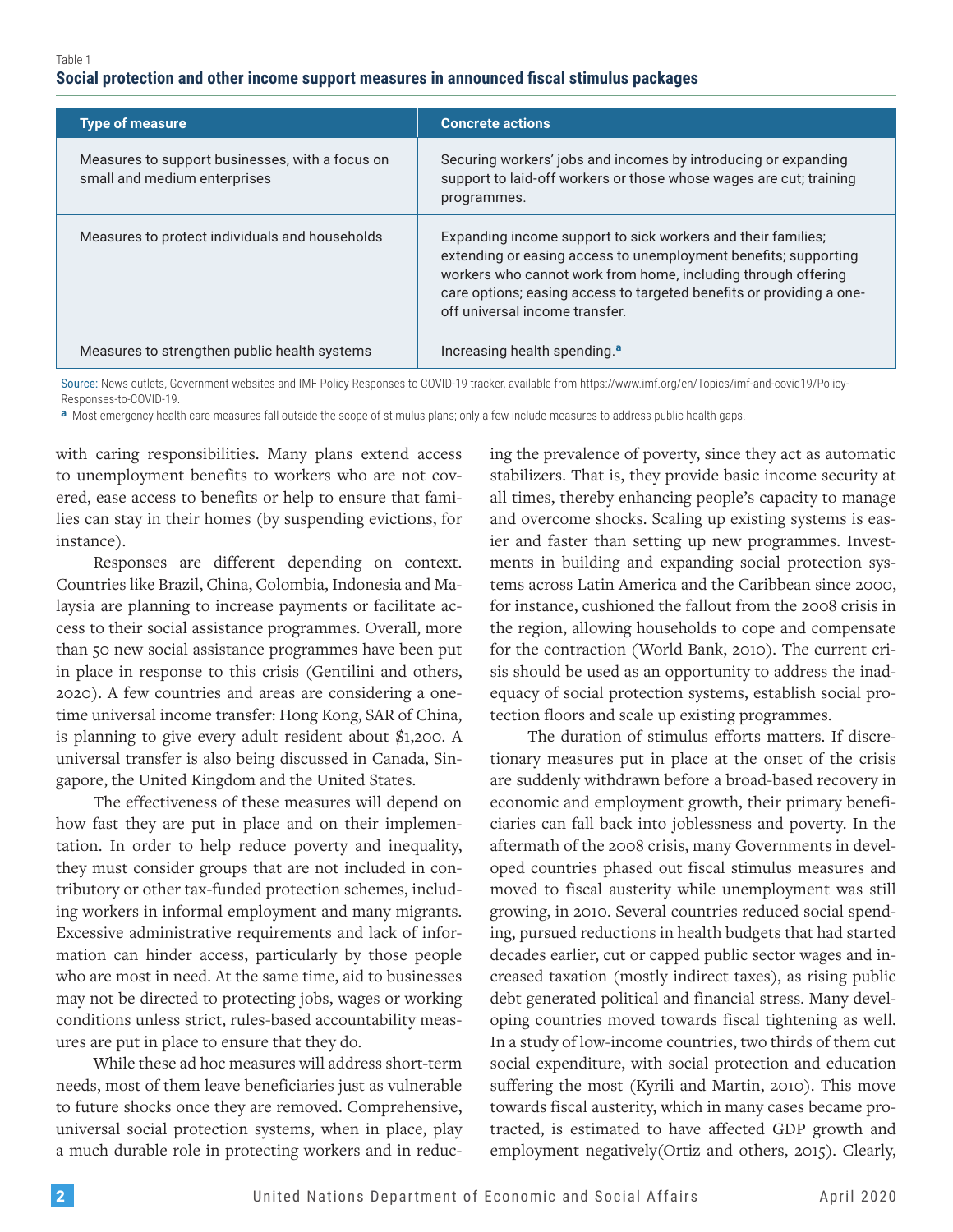Table 1

**Social protection and other income support measures in announced fiscal stimulus packages**

| Type of measure | Concrete actions |
| --- | --- |
| Measures to support businesses, with a focus on small and medium enterprises | Securing workers' jobs and incomes by introducing or expanding support to laid-off workers or those whose wages are cut; training programmes. |
| Measures to protect individuals and households | Expanding income support to sick workers and their families; extending or easing access to unemployment benefits; supporting workers who cannot work from home, including through offering care options; easing access to targeted benefits or providing a one-off universal income transfer. |
| Measures to strengthen public health systems | Increasing health spending.[a] |

Source: News outlets, Government websites and IMF Policy Responses to COVID-19 tracker, available from https://www.imf.org/en/Topics/imf-and-covid19/Policy-Responses-to-COVID-19.

[a] Most emergency health care measures fall outside the scope of stimulus plans; only a few include measures to address public health gaps.

with caring responsibilities. Many plans extend access to unemployment benefits to workers who are not covered, ease access to benefits or help to ensure that families can stay in their homes (by suspending evictions, for instance).

Responses are different depending on context. Countries like Brazil, China, Colombia, Indonesia and Malaysia are planning to increase payments or facilitate access to their social assistance programmes. Overall, more than 50 new social assistance programmes have been put in place in response to this crisis (Gentilini and others, 2020). A few countries and areas are considering a one-time universal income transfer: Hong Kong, SAR of China, is planning to give every adult resident about $1,200. A universal transfer is also being discussed in Canada, Singapore, the United Kingdom and the United States.

The effectiveness of these measures will depend on how fast they are put in place and on their implementation. In order to help reduce poverty and inequality, they must consider groups that are not included in contributory or other tax-funded protection schemes, including workers in informal employment and many migrants. Excessive administrative requirements and lack of information can hinder access, particularly by those people who are most in need. At the same time, aid to businesses may not be directed to protecting jobs, wages or working conditions unless strict, rules-based accountability measures are put in place to ensure that they do.

While these ad hoc measures will address short-term needs, most of them leave beneficiaries just as vulnerable to future shocks once they are removed. Comprehensive, universal social protection systems, when in place, play a much durable role in protecting workers and in reducing the prevalence of poverty, since they act as automatic stabilizers. That is, they provide basic income security at all times, thereby enhancing people's capacity to manage and overcome shocks. Scaling up existing systems is easier and faster than setting up new programmes. Investments in building and expanding social protection systems across Latin America and the Caribbean since 2000, for instance, cushioned the fallout from the 2008 crisis in the region, allowing households to cope and compensate for the contraction (World Bank, 2010). The current crisis should be used as an opportunity to address the inadequacy of social protection systems, establish social protection floors and scale up existing programmes.

The duration of stimulus efforts matters. If discretionary measures put in place at the onset of the crisis are suddenly withdrawn before a broad-based recovery in economic and employment growth, their primary beneficiaries can fall back into joblessness and poverty. In the aftermath of the 2008 crisis, many Governments in developed countries phased out fiscal stimulus measures and moved to fiscal austerity while unemployment was still growing, in 2010. Several countries reduced social spending, pursued reductions in health budgets that had started decades earlier, cut or capped public sector wages and increased taxation (mostly indirect taxes), as rising public debt generated political and financial stress. Many developing countries moved towards fiscal tightening as well. In a study of low-income countries, two thirds of them cut social expenditure, with social protection and education suffering the most (Kyrili and Martin, 2010). This move towards fiscal austerity, which in many cases became protracted, is estimated to have affected GDP growth and employment negatively(Ortiz and others, 2015). Clearly,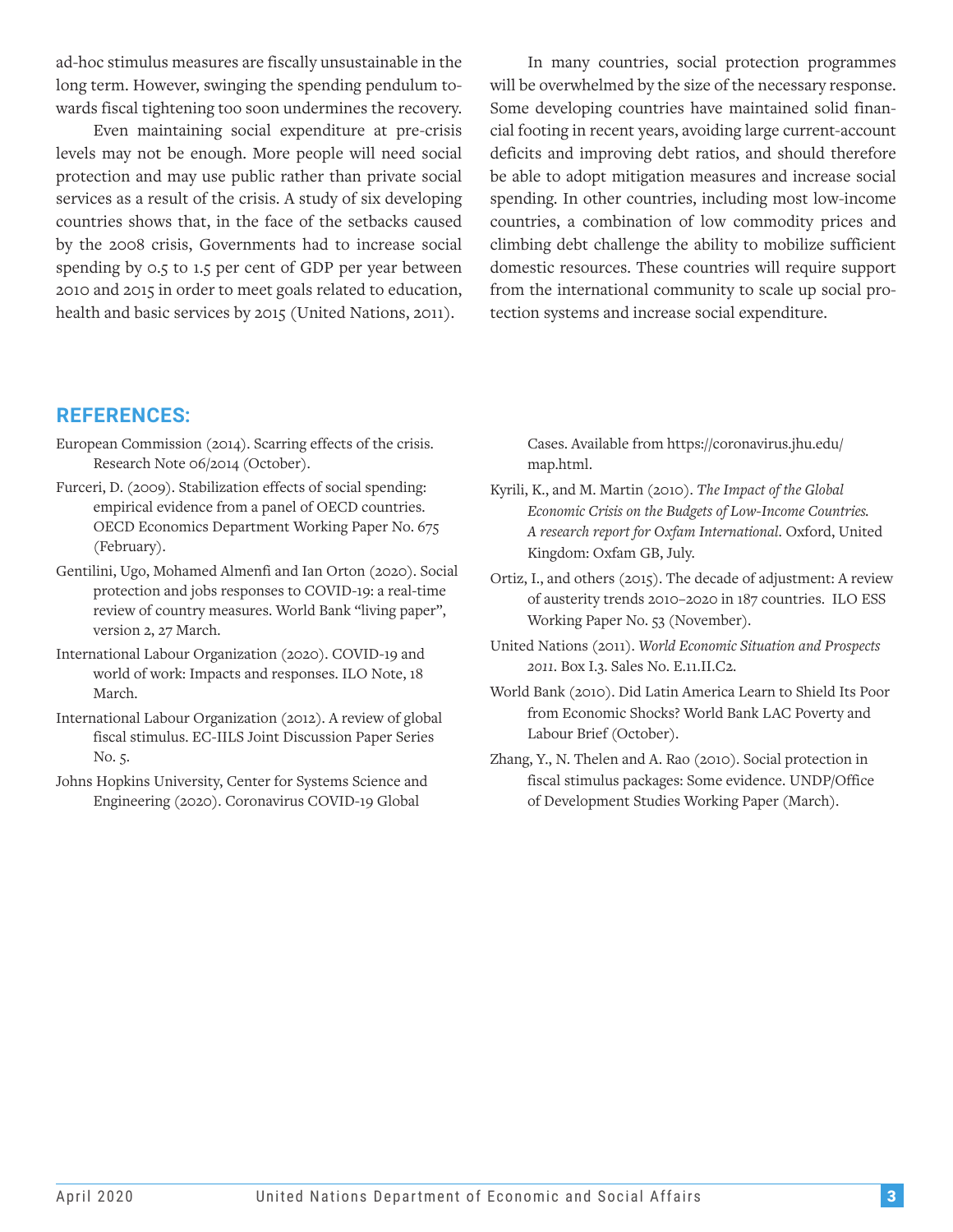ad-hoc stimulus measures are fiscally unsustainable in the long term. However, swinging the spending pendulum towards fiscal tightening too soon undermines the recovery.

Even maintaining social expenditure at pre-crisis levels may not be enough. More people will need social protection and may use public rather than private social services as a result of the crisis. A study of six developing countries shows that, in the face of the setbacks caused by the 2008 crisis, Governments had to increase social spending by 0.5 to 1.5 per cent of GDP per year between 2010 and 2015 in order to meet goals related to education, health and basic services by 2015 (United Nations, 2011).

In many countries, social protection programmes will be overwhelmed by the size of the necessary response. Some developing countries have maintained solid financial footing in recent years, avoiding large current-account deficits and improving debt ratios, and should therefore be able to adopt mitigation measures and increase social spending. In other countries, including most low-income countries, a combination of low commodity prices and climbing debt challenge the ability to mobilize sufficient domestic resources. These countries will require support from the international community to scale up social protection systems and increase social expenditure.

## REFERENCES:

European Commission (2014). Scarring effects of the crisis. Research Note 06/2014 (October).

Furceri, D. (2009). Stabilization effects of social spending: empirical evidence from a panel of OECD countries. OECD Economics Department Working Paper No. 675 (February).

Gentilini, Ugo, Mohamed Almenfi and Ian Orton (2020). Social protection and jobs responses to COVID-19: a real-time review of country measures. World Bank “living paper”, version 2, 27 March.

International Labour Organization (2020). COVID-19 and world of work: Impacts and responses. ILO Note, 18 March.

International Labour Organization (2012). A review of global fiscal stimulus. EC-IILS Joint Discussion Paper Series No. 5.

Johns Hopkins University, Center for Systems Science and Engineering (2020). Coronavirus COVID-19 Global Cases. Available from https://coronavirus.jhu.edu/map.html.

Kyrili, K., and M. Martin (2010). *The Impact of the Global Economic Crisis on the Budgets of Low-Income Countries. A research report for Oxfam International*. Oxford, United Kingdom: Oxfam GB, July.

Ortiz, I., and others (2015). The decade of adjustment: A review of austerity trends 2010–2020 in 187 countries. ILO ESS Working Paper No. 53 (November).

United Nations (2011). *World Economic Situation and Prospects 2011*. Box I.3. Sales No. E.11.II.C2.

World Bank (2010). Did Latin America Learn to Shield Its Poor from Economic Shocks? World Bank LAC Poverty and Labour Brief (October).

Zhang, Y., N. Thelen and A. Rao (2010). Social protection in fiscal stimulus packages: Some evidence. UNDP/Office of Development Studies Working Paper (March).